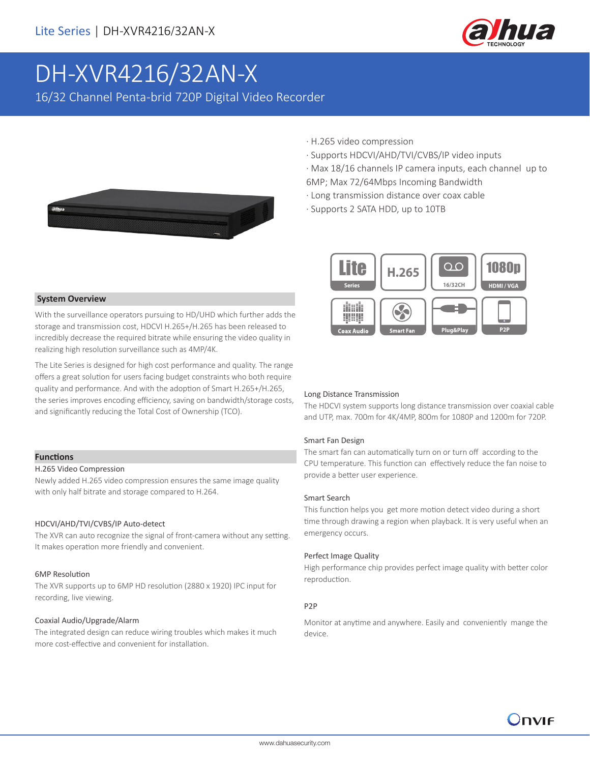Lite Series | DH-XVR4216/32AN-X

# DH-XVR4216/32AN-X

16/32 Channel Penta-brid 720P Digital Video Recorder

- H.265 video compression
- Supports HDCVI/AHD/TVI/CVBS/IP video inputs
- Max 18/16 channels IP camera inputs, each channel up to 6MP; Max 72/64Mbps Incoming Bandwidth
- Long transmission distance over coax cable
- Supports 2 SATA HDD, up to 10TB

## System Overview

With the surveillance operators pursuing to HD/UHD which further adds the storage and transmission cost, HDCVI H.265+/H.265 has been released to incredibly decrease the required bitrate while ensuring the video quality in realizing high resolution surveillance such as 4MP/4K.

The Lite Series is designed for high cost performance and quality. The range offers a great solution for users facing budget constraints who both require quality and performance. And with the adoption of Smart H.265+/H.265, the series improves encoding efficiency, saving on bandwidth/storage costs, and significantly reducing the Total Cost of Ownership (TCO).

## Functions

### H.265 Video Compression

Newly added H.265 video compression ensures the same image quality with only half bitrate and storage compared to H.264.

### HDCVI/AHD/TVI/CVBS/IP Auto-detect

The XVR can auto recognize the signal of front-camera without any setting. It makes operation more friendly and convenient.

### 6MP Resolution

The XVR supports up to 6MP HD resolution (2880 x 1920) IPC input for recording, live viewing.

### Coaxial Audio/Upgrade/Alarm

The integrated design can reduce wiring troubles which makes it much more cost-effective and convenient for installation.

### Long Distance Transmission

The HDCVI system supports long distance transmission over coaxial cable and UTP, max. 700m for 4K/4MP, 800m for 1080P and 1200m for 720P.

### Smart Fan Design

The smart fan can automatically turn on or turn off according to the CPU temperature. This function can effectively reduce the fan noise to provide a better user experience.

### Smart Search

This function helps you get more motion detect video during a short time through drawing a region when playback. It is very useful when an emergency occurs.

### Perfect Image Quality

High performance chip provides perfect image quality with better color reproduction.

### P2P

Monitor at anytime and anywhere. Easily and conveniently mange the device.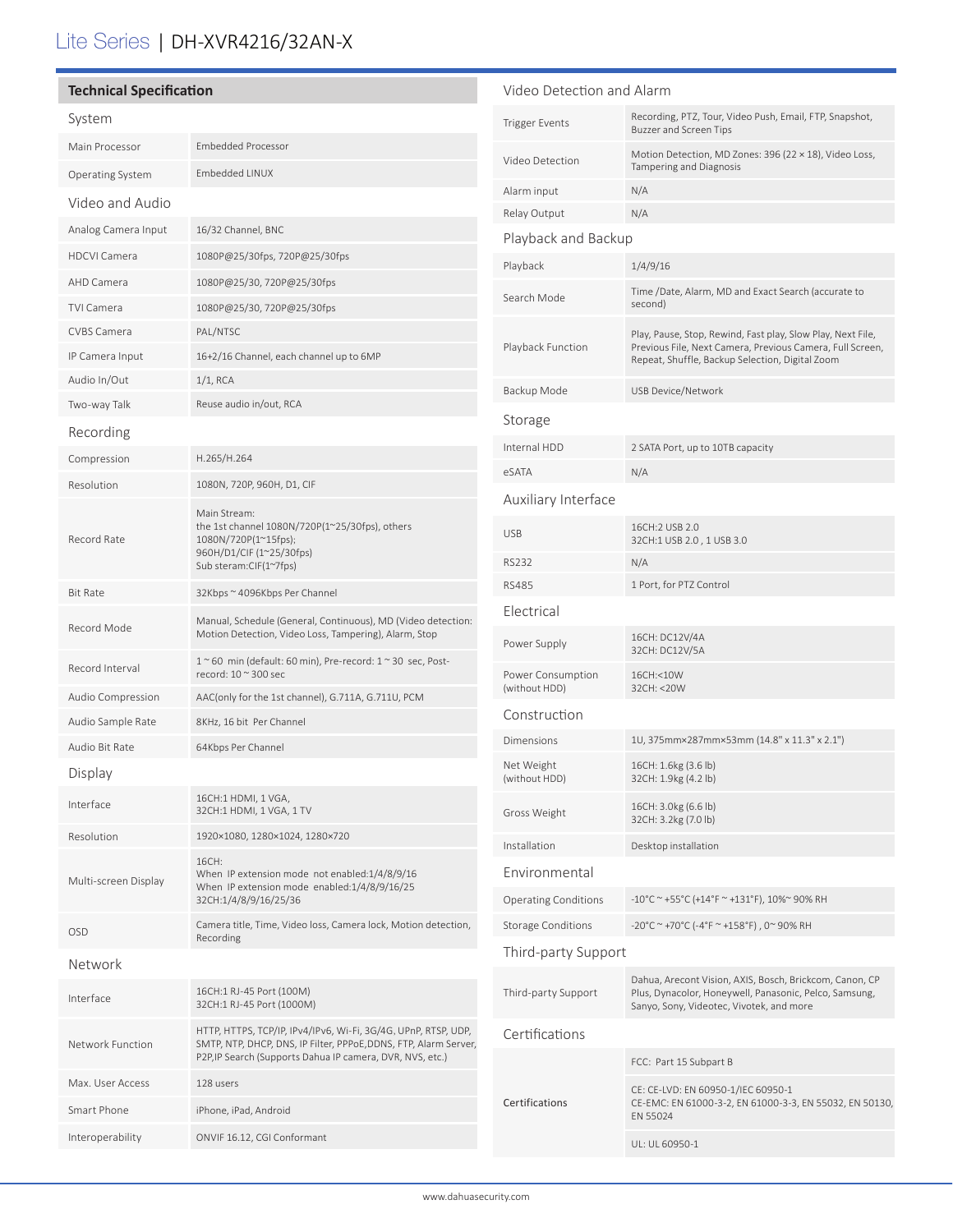# Lite Series | DH-XVR4216/32AN-X

## Technical Specification

### System

| | |
|---|---|
| Main Processor | Embedded Processor |
| Operating System | Embedded LINUX |

### Video and Audio

| | |
|---|---|
| Analog Camera Input | 16/32 Channel, BNC |
| HDCVI Camera | 1080P@25/30fps, 720P@25/30fps |
| AHD Camera | 1080P@25/30, 720P@25/30fps |
| TVI Camera | 1080P@25/30, 720P@25/30fps |
| CVBS Camera | PAL/NTSC |
| IP Camera Input | 16+2/16 Channel, each channel up to 6MP |
| Audio In/Out | 1/1, RCA |
| Two-way Talk | Reuse audio in/out, RCA |

### Recording

| | |
|---|---|
| Compression | H.265/H.264 |
| Resolution | 1080N, 720P, 960H, D1, CIF |
| Record Rate | Main Stream:<br>the 1st channel 1080N/720P(1~25/30fps), others 1080N/720P(1~15fps);<br>960H/D1/CIF (1~25/30fps)<br>Sub steram:CIF(1~7fps) |
| Bit Rate | 32Kbps ~ 4096Kbps Per Channel |
| Record Mode | Manual, Schedule (General, Continuous), MD (Video detection: Motion Detection, Video Loss, Tampering), Alarm, Stop |
| Record Interval | 1 ~ 60 min (default: 60 min), Pre-record: 1 ~ 30 sec, Post-record: 10 ~ 300 sec |
| Audio Compression | AAC(only for the 1st channel), G.711A, G.711U, PCM |
| Audio Sample Rate | 8KHz, 16 bit Per Channel |
| Audio Bit Rate | 64Kbps Per Channel |

### Display

| | |
|---|---|
| Interface | 16CH:1 HDMI, 1 VGA,<br>32CH:1 HDMI, 1 VGA, 1 TV |
| Resolution | 1920×1080, 1280×1024, 1280×720 |
| Multi-screen Display | 16CH:<br>When IP extension mode not enabled:1/4/8/9/16<br>When IP extension mode enabled:1/4/8/9/16/25<br>32CH:1/4/8/9/16/25/36 |
| OSD | Camera title, Time, Video loss, Camera lock, Motion detection, Recording |

### Network

| | |
|---|---|
| Interface | 16CH:1 RJ-45 Port (100M)<br>32CH:1 RJ-45 Port (1000M) |
| Network Function | HTTP, HTTPS, TCP/IP, IPv4/IPv6, Wi-Fi, 3G/4G, UPnP, RTSP, UDP, SMTP, NTP, DHCP, DNS, IP Filter, PPPoE,DDNS, FTP, Alarm Server, P2P,IP Search (Supports Dahua IP camera, DVR, NVS, etc.) |
| Max. User Access | 128 users |
| Smart Phone | iPhone, iPad, Android |
| Interoperability | ONVIF 16.12, CGI Conformant |

### Video Detection and Alarm

| | |
|---|---|
| Trigger Events | Recording, PTZ, Tour, Video Push, Email, FTP, Snapshot, Buzzer and Screen Tips |
| Video Detection | Motion Detection, MD Zones: 396 (22 × 18), Video Loss, Tampering and Diagnosis |
| Alarm input | N/A |
| Relay Output | N/A |

### Playback and Backup

| | |
|---|---|
| Playback | 1/4/9/16 |
| Search Mode | Time /Date, Alarm, MD and Exact Search (accurate to second) |
| Playback Function | Play, Pause, Stop, Rewind, Fast play, Slow Play, Next File, Previous File, Next Camera, Previous Camera, Full Screen, Repeat, Shuffle, Backup Selection, Digital Zoom |
| Backup Mode | USB Device/Network |

### Storage

| | |
|---|---|
| Internal HDD | 2 SATA Port, up to 10TB capacity |
| eSATA | N/A |

### Auxiliary Interface

| | |
|---|---|
| USB | 16CH:2 USB 2.0<br>32CH:1 USB 2.0 , 1 USB 3.0 |
| RS232 | N/A |
| RS485 | 1 Port, for PTZ Control |

### Electrical

| | |
|---|---|
| Power Supply | 16CH: DC12V/4A<br>32CH: DC12V/5A |
| Power Consumption (without HDD) | 16CH:<10W<br>32CH: <20W |

### Construction

| | |
|---|---|
| Dimensions | 1U, 375mm×287mm×53mm (14.8" x 11.3" x 2.1") |
| Net Weight (without HDD) | 16CH: 1.6kg (3.6 lb)<br>32CH: 1.9kg (4.2 lb) |
| Gross Weight | 16CH: 3.0kg (6.6 lb)<br>32CH: 3.2kg (7.0 lb) |
| Installation | Desktop installation |

### Environmental

| | |
|---|---|
| Operating Conditions | -10°C ~ +55°C (+14°F ~ +131°F), 10%~ 90% RH |
| Storage Conditions | -20°C ~ +70°C (-4°F ~ +158°F) , 0~ 90% RH |

### Third-party Support

| | |
|---|---|
| Third-party Support | Dahua, Arecont Vision, AXIS, Bosch, Brickcom, Canon, CP Plus, Dynacolor, Honeywell, Panasonic, Pelco, Samsung, Sanyo, Sony, Videotec, Vivotek, and more |

### Certifications

| | |
|---|---|
| Certifications | FCC: Part 15 Subpart B<br>CE: CE-LVD: EN 60950-1/IEC 60950-1<br>CE-EMC: EN 61000-3-2, EN 61000-3-3, EN 55032, EN 50130, EN 55024<br>UL: UL 60950-1 |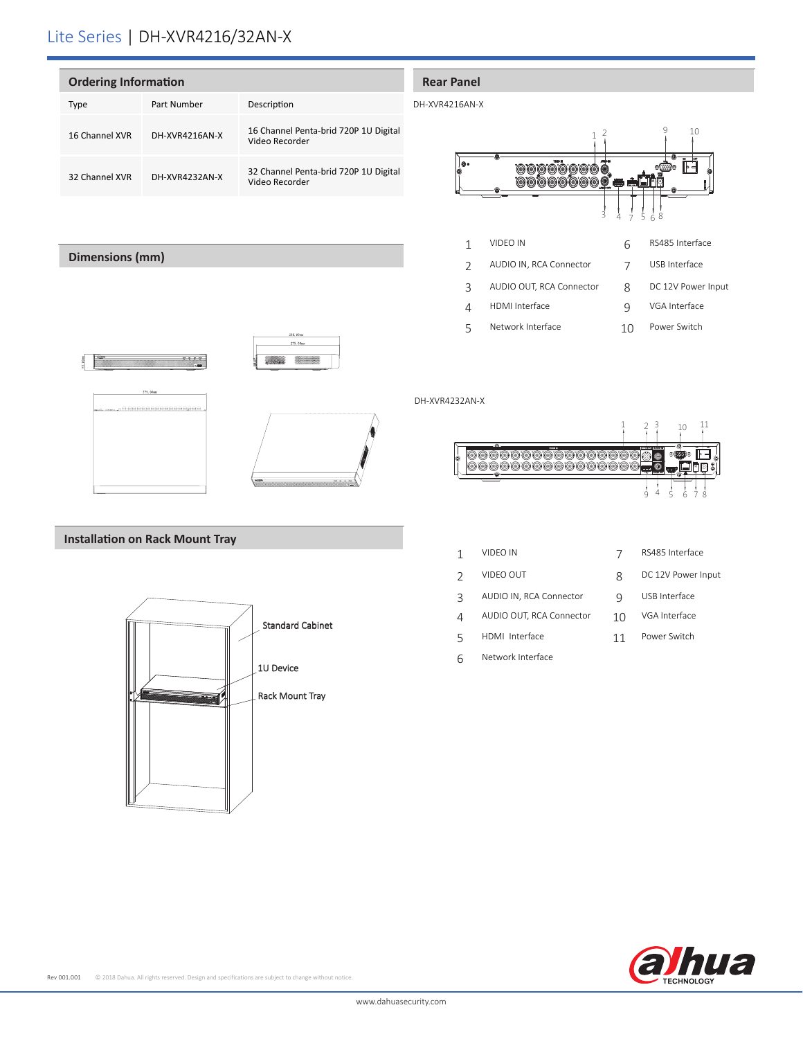## Ordering Information

| Type | Part Number | Description |
|---|---|---|
| 16 Channel XVR | DH-XVR4216AN-X | 16 Channel Penta-brid 720P 1U Digital Video Recorder |
| 32 Channel XVR | DH-XVR4232AN-X | 32 Channel Penta-brid 720P 1U Digital Video Recorder |

## Dimensions (mm)

## Installation on Rack Mount Tray

Standard Cabinet

1U Device

Rack Mount Tray

## Rear Panel

DH-XVR4216AN-X

| | | | |
|---|---|---|---|
| 1 | VIDEO IN | 6 | RS485 Interface |
| 2 | AUDIO IN, RCA Connector | 7 | USB Interface |
| 3 | AUDIO OUT, RCA Connector | 8 | DC 12V Power Input |
| 4 | HDMI Interface | 9 | VGA Interface |
| 5 | Network Interface | 10 | Power Switch |

DH-XVR4232AN-X

| | | | |
|---|---|---|---|
| 1 | VIDEO IN | 7 | RS485 Interface |
| 2 | VIDEO OUT | 8 | DC 12V Power Input |
| 3 | AUDIO IN, RCA Connector | 9 | USB Interface |
| 4 | AUDIO OUT, RCA Connector | 10 | VGA Interface |
| 5 | HDMI Interface | 11 | Power Switch |
| 6 | Network Interface | | |

Rev 001.001 © 2018 Dahua. All rights reserved. Design and specifications are subject to change without notice.

www.dahuasecurity.com